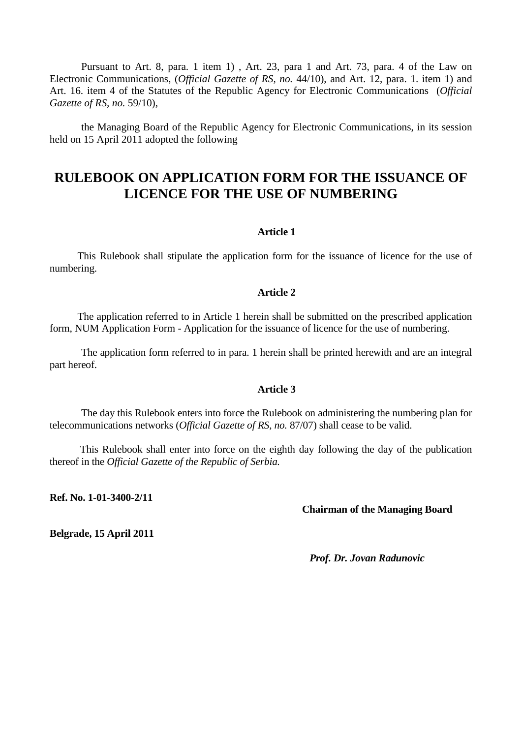Pursuant to Art. 8, para. 1 item 1) , Art. 23, para 1 and Art. 73, para. 4 of the Law on Electronic Communications, (*Official Gazette of RS, no.* 44/10), and Art. 12, para. 1. item 1) and Art. 16. item 4 of the Statutes of the Republic Agency for Electronic Communications (*Official Gazette of RS, no.* 59/10),

the Managing Board of the Republic Agency for Electronic Communications, in its session held on 15 April 2011 adopted the following

# RULEBOOK ON APPLICATION FORM FOR THE ISSUANCE OF LICENCE FOR THE USE OF NUMBERING

**Article 1**

This Rulebook shall stipulate the application form for the issuance of licence for the use of numbering.

**Article 2**

The application referred to in Article 1 herein shall be submitted on the prescribed application form, NUM Application Form - Application for the issuance of licence for the use of numbering.

The application form referred to in para. 1 herein shall be printed herewith and are an integral part hereof.

**Article 3**

The day this Rulebook enters into force the Rulebook on administering the numbering plan for telecommunications networks (*Official Gazette of RS, no.* 87/07) shall cease to be valid.

This Rulebook shall enter into force on the eighth day following the day of the publication thereof in the *Official Gazette of the Republic of Serbia.*

**Ref. No. 1-01-3400-2/11**

**Chairman of the Managing Board**

**Belgrade, 15 April 2011**

***Prof. Dr. Jovan Radunovic***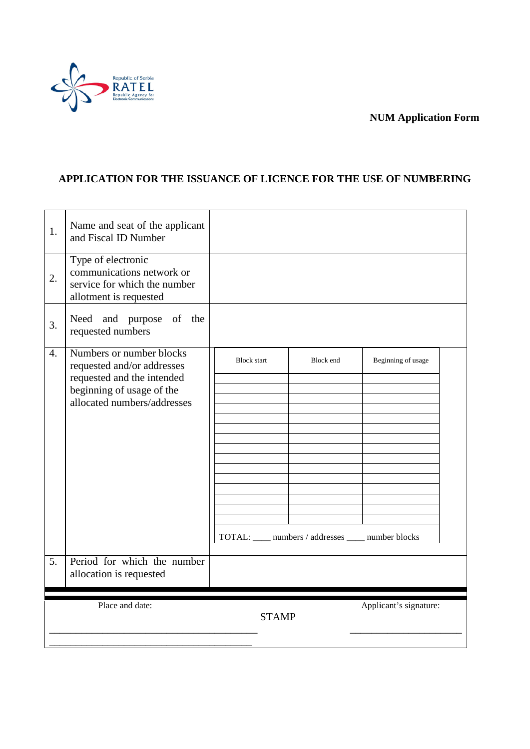Republic of Serbia
RATEL
Republic Agency for Electronic Communications

**NUM Application Form**

## APPLICATION FOR THE ISSUANCE OF LICENCE FOR THE USE OF NUMBERING

| | | |
|---|---|---|
| 1. | Name and seat of the applicant and Fiscal ID Number | |
| 2. | Type of electronic communications network or service for which the number allotment is requested | |
| 3. | Need and purpose of the requested numbers | |
| 4. | Numbers or number blocks requested and/or addresses requested and the intended beginning of usage of the allocated numbers/addresses | (see table below) |
| 5. | Period for which the number allocation is requested | |

| Block start | Block end | Beginning of usage |
|---|---|---|
| | | |
| | | |
| | | |
| | | |
| | | |
| | | |
| | | |
| | | |
| | | |
| | | |
| | | |
| | | |
| | | |
| | | |
| | | |

TOTAL: ____ numbers / addresses ____ number blocks

Place and date:

STAMP

Applicant's signature:

\_\_\_\_\_\_\_\_\_\_\_\_\_\_\_\_\_\_\_\_\_\_\_\_\_\_\_\_\_\_\_\_\_\_\_\_\_\_\_\_\_\_ \_\_\_\_\_\_\_\_\_\_\_\_\_\_\_\_\_\_\_\_\_\_\_\_

\_\_\_\_\_\_\_\_\_\_\_\_\_\_\_\_\_\_\_\_\_\_\_\_\_\_\_\_\_\_\_\_\_\_\_\_\_\_\_\_\_\_